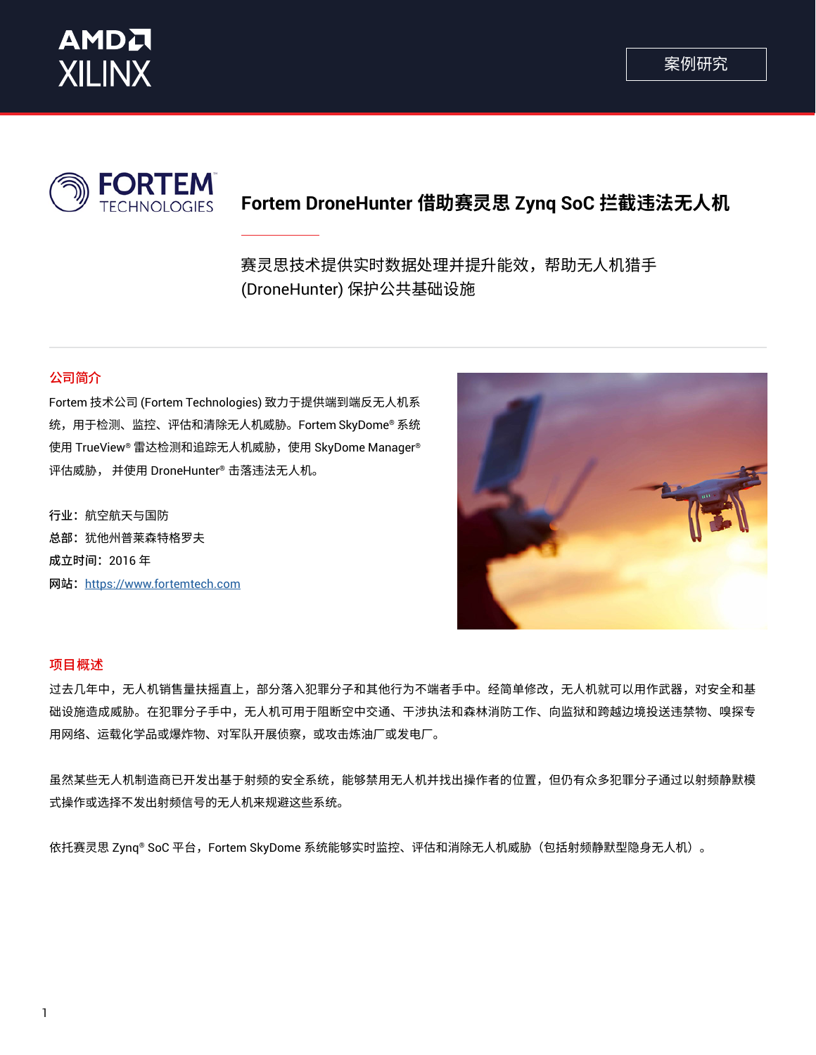案例研究

# Fortem DroneHunter 借助赛灵思 Zynq SoC 拦截违法无人机

赛灵思技术提供实时数据处理并提升能效，帮助无人机猎手 (DroneHunter) 保护公共基础设施

## 公司简介

Fortem 技术公司 (Fortem Technologies) 致力于提供端到端反无人机系统，用于检测、监控、评估和清除无人机威胁。Fortem SkyDome® 系统使用 TrueView® 雷达检测和追踪无人机威胁，使用 SkyDome Manager® 评估威胁， 并使用 DroneHunter® 击落违法无人机。

**行业**：航空航天与国防

**总部**：犹他州普莱森特格罗夫

**成立时间**：2016 年

**网站**：[https://www.fortemtech.com](https://www.fortemtech.com)

## 项目概述

过去几年中，无人机销售量扶摇直上，部分落入犯罪分子和其他行为不端者手中。经简单修改，无人机就可以用作武器，对安全和基础设施造成威胁。在犯罪分子手中，无人机可用于阻断空中交通、干涉执法和森林消防工作、向监狱和跨越边境投送违禁物、嗅探专用网络、运载化学品或爆炸物、对军队开展侦察，或攻击炼油厂或发电厂。

虽然某些无人机制造商已开发出基于射频的安全系统，能够禁用无人机并找出操作者的位置，但仍有众多犯罪分子通过以射频静默模式操作或选择不发出射频信号的无人机来规避这些系统。

依托赛灵思 Zynq® SoC 平台，Fortem SkyDome 系统能够实时监控、评估和消除无人机威胁（包括射频静默型隐身无人机）。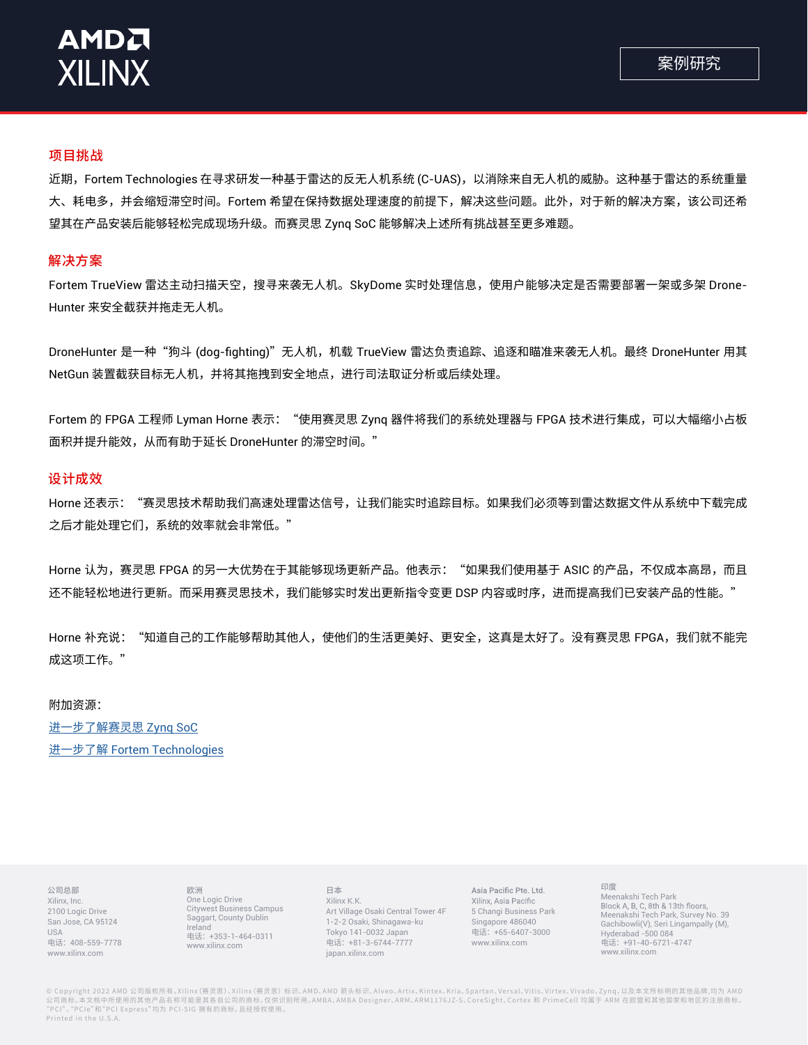## 项目挑战

近期，Fortem Technologies 在寻求研发一种基于雷达的反无人机系统 (C-UAS)，以消除来自无人机的威胁。这种基于雷达的系统重量大、耗电多，并会缩短滞空时间。Fortem 希望在保持数据处理速度的前提下，解决这些问题。此外，对于新的解决方案，该公司还希望其在产品安装后能够轻松完成现场升级。而赛灵思 Zynq SoC 能够解决上述所有挑战甚至更多难题。

## 解决方案

Fortem TrueView 雷达主动扫描天空，搜寻来袭无人机。SkyDome 实时处理信息，使用户能够决定是否需要部署一架或多架 Drone-Hunter 来安全截获并拖走无人机。

DroneHunter 是一种“狗斗 (dog-fighting)”无人机，机载 TrueView 雷达负责追踪、追逐和瞄准来袭无人机。最终 DroneHunter 用其 NetGun 装置截获目标无人机，并将其拖拽到安全地点，进行司法取证分析或后续处理。

Fortem 的 FPGA 工程师 Lyman Horne 表示：“使用赛灵思 Zynq 器件将我们的系统处理器与 FPGA 技术进行集成，可以大幅缩小占板面积并提升能效，从而有助于延长 DroneHunter 的滞空时间。”

## 设计成效

Horne 还表示：“赛灵思技术帮助我们高速处理雷达信号，让我们能实时追踪目标。如果我们必须等到雷达数据文件从系统中下载完成之后才能处理它们，系统的效率就会非常低。”

Horne 认为，赛灵思 FPGA 的另一大优势在于其能够现场更新产品。他表示：“如果我们使用基于 ASIC 的产品，不仅成本高昂，而且还不能轻松地进行更新。而采用赛灵思技术，我们能够实时发出更新指令变更 DSP 内容或时序，进而提高我们已安装产品的性能。”

Horne 补充说：“知道自己的工作能够帮助其他人，使他们的生活更美好、更安全，这真是太好了。没有赛灵思 FPGA，我们就不能完成这项工作。”

附加资源：

进一步了解赛灵思 Zynq SoC

进一步了解 Fortem Technologies

公司总部
Xilinx, Inc.
2100 Logic Drive
San Jose, CA 95124
USA
电话：408-559-7778
www.xilinx.com

欧洲
One Logic Drive
Citywest Business Campus
Saggart, County Dublin
Ireland
电话：+353-1-464-0311
www.xilinx.com

日本
Xilinx K.K.
Art Village Osaki Central Tower 4F
1-2-2 Osaki, Shinagawa-ku
Tokyo 141-0032 Japan
电话：+81-3-6744-7777
japan.xilinx.com

Asia Pacific Pte. Ltd.
Xilinx, Asia Pacific
5 Changi Business Park
Singapore 486040
电话：+65-6407-3000
www.xilinx.com

印度
Meenakshi Tech Park
Block A, B, C, 8th & 13th floors,
Meenakshi Tech Park, Survey No. 39
Gachibowli(V), Seri Lingampally (M),
Hyderabad -500 084
电话：+91-40-6721-4747
www.xilinx.com

© Copyright 2022 AMD 公司版权所有。Xilinx（赛灵思）、Xilinx（赛灵思）标识、AMD、AMD 箭头标识、Alveo、Artix、Kintex、Kria、Spartan、Versal、Vitis、Virtex、Vivado、Zynq，以及本文所标明的其他品牌，均为 AMD 公司商标。本文档中所使用的其他产品名称可能是其各自公司的商标，仅供识别所用。AMBA、AMBA Designer、ARM、ARM1176JZ-S、CoreSight、Cortex 和 PrimeCell 均属于 ARM 在欧盟和其他国家和地区的注册商标。“PCI”、“PCIe”和“PCI Express”均为 PCI-SIG 拥有的商标，且经授权使用。
Printed in the U.S.A.